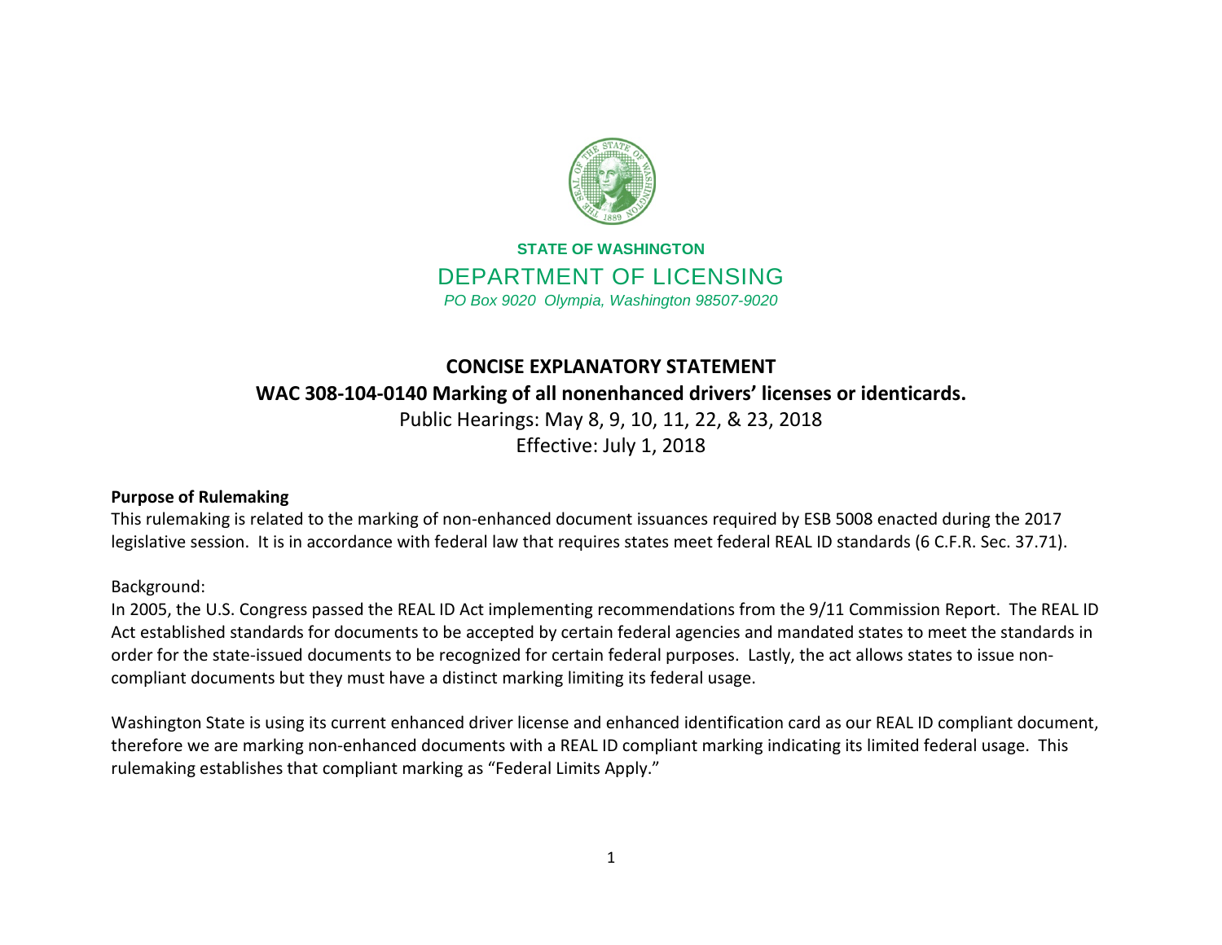**STATE OF WASHINGTON**

DEPARTMENT OF LICENSING

*PO Box 9020 Olympia, Washington 98507-9020*

# CONCISE EXPLANATORY STATEMENT

## WAC 308-104-0140 Marking of all nonenhanced drivers' licenses or identicards.

Public Hearings: May 8, 9, 10, 11, 22, & 23, 2018

Effective: July 1, 2018

**Purpose of Rulemaking**

This rulemaking is related to the marking of non-enhanced document issuances required by ESB 5008 enacted during the 2017 legislative session. It is in accordance with federal law that requires states meet federal REAL ID standards (6 C.F.R. Sec. 37.71).

Background:

In 2005, the U.S. Congress passed the REAL ID Act implementing recommendations from the 9/11 Commission Report. The REAL ID Act established standards for documents to be accepted by certain federal agencies and mandated states to meet the standards in order for the state-issued documents to be recognized for certain federal purposes. Lastly, the act allows states to issue non-compliant documents but they must have a distinct marking limiting its federal usage.

Washington State is using its current enhanced driver license and enhanced identification card as our REAL ID compliant document, therefore we are marking non-enhanced documents with a REAL ID compliant marking indicating its limited federal usage. This rulemaking establishes that compliant marking as "Federal Limits Apply."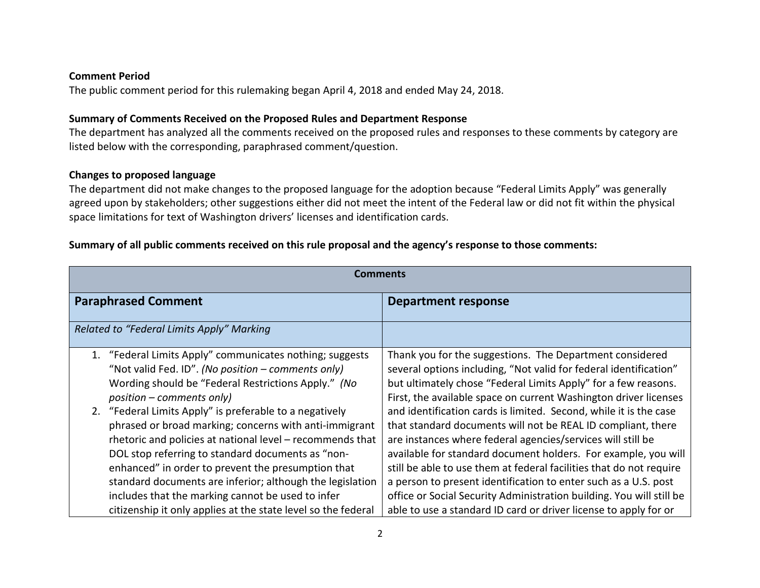**Comment Period**

The public comment period for this rulemaking began April 4, 2018 and ended May 24, 2018.

**Summary of Comments Received on the Proposed Rules and Department Response**

The department has analyzed all the comments received on the proposed rules and responses to these comments by category are listed below with the corresponding, paraphrased comment/question.

**Changes to proposed language**

The department did not make changes to the proposed language for the adoption because "Federal Limits Apply" was generally agreed upon by stakeholders; other suggestions either did not meet the intent of the Federal law or did not fit within the physical space limitations for text of Washington drivers' licenses and identification cards.

**Summary of all public comments received on this rule proposal and the agency's response to those comments:**

| **Comments** | |
|---|---|
| **Paraphrased Comment** | **Department response** |
| *Related to "Federal Limits Apply" Marking* | |
| 1. "Federal Limits Apply" communicates nothing; suggests "Not valid Fed. ID". *(No position – comments only)* Wording should be "Federal Restrictions Apply." *(No position – comments only)*<br>2. "Federal Limits Apply" is preferable to a negatively phrased or broad marking; concerns with anti-immigrant rhetoric and policies at national level – recommends that DOL stop referring to standard documents as "non-enhanced" in order to prevent the presumption that standard documents are inferior; although the legislation includes that the marking cannot be used to infer citizenship it only applies at the state level so the federal | Thank you for the suggestions. The Department considered several options including, "Not valid for federal identification" but ultimately chose "Federal Limits Apply" for a few reasons. First, the available space on current Washington driver licenses and identification cards is limited. Second, while it is the case that standard documents will not be REAL ID compliant, there are instances where federal agencies/services will still be available for standard document holders. For example, you will still be able to use them at federal facilities that do not require a person to present identification to enter such as a U.S. post office or Social Security Administration building. You will still be able to use a standard ID card or driver license to apply for or |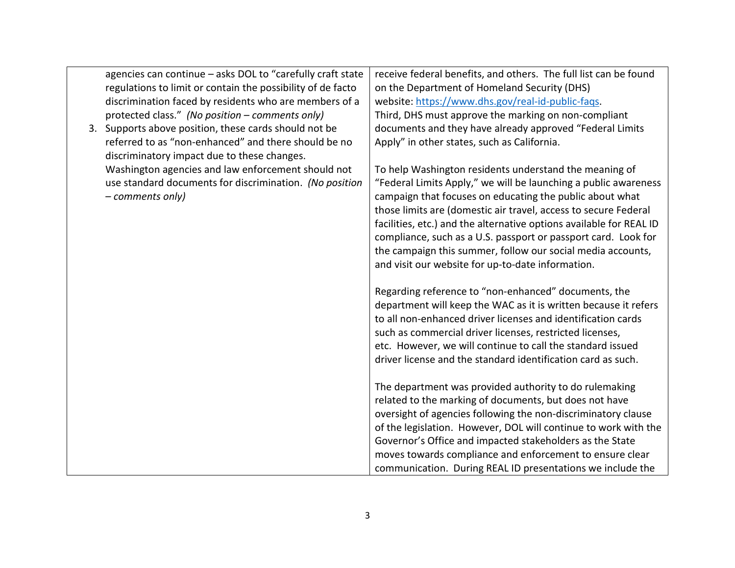| | |
|---|---|
| agencies can continue – asks DOL to "carefully craft state regulations to limit or contain the possibility of de facto discrimination faced by residents who are members of a protected class." *(No position – comments only)*<br>3. Supports above position, these cards should not be referred to as "non-enhanced" and there should be no discriminatory impact due to these changes. Washington agencies and law enforcement should not use standard documents for discrimination. *(No position – comments only)* | receive federal benefits, and others. The full list can be found on the Department of Homeland Security (DHS) website: [https://www.dhs.gov/real-id-public-faqs](https://www.dhs.gov/real-id-public-faqs).<br>Third, DHS must approve the marking on non-compliant documents and they have already approved "Federal Limits Apply" in other states, such as California.<br><br>To help Washington residents understand the meaning of "Federal Limits Apply," we will be launching a public awareness campaign that focuses on educating the public about what those limits are (domestic air travel, access to secure Federal facilities, etc.) and the alternative options available for REAL ID compliance, such as a U.S. passport or passport card. Look for the campaign this summer, follow our social media accounts, and visit our website for up-to-date information.<br><br>Regarding reference to "non-enhanced" documents, the department will keep the WAC as it is written because it refers to all non-enhanced driver licenses and identification cards such as commercial driver licenses, restricted licenses, etc. However, we will continue to call the standard issued driver license and the standard identification card as such.<br><br>The department was provided authority to do rulemaking related to the marking of documents, but does not have oversight of agencies following the non-discriminatory clause of the legislation. However, DOL will continue to work with the Governor's Office and impacted stakeholders as the State moves towards compliance and enforcement to ensure clear communication. During REAL ID presentations we include the |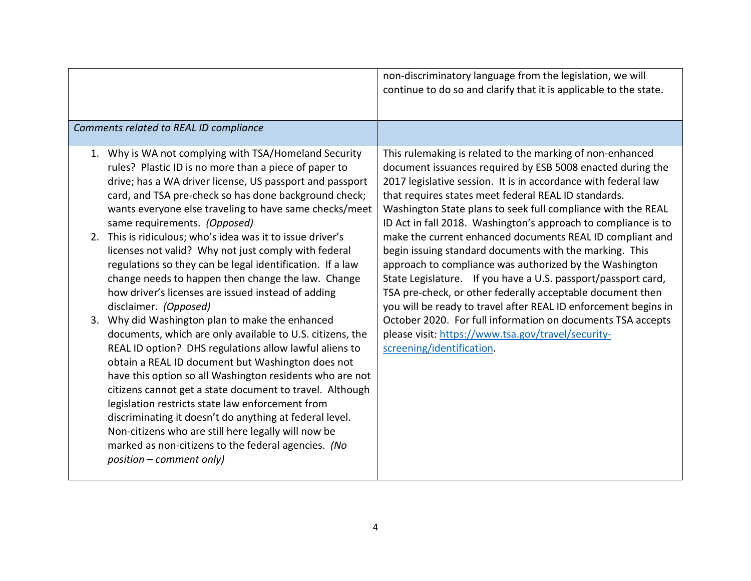| | |
|---|---|
| | non-discriminatory language from the legislation, we will continue to do so and clarify that it is applicable to the state. |
| *Comments related to REAL ID compliance* | |
| 1. Why is WA not complying with TSA/Homeland Security rules? Plastic ID is no more than a piece of paper to drive; has a WA driver license, US passport and passport card, and TSA pre-check so has done background check; wants everyone else traveling to have same checks/meet same requirements. *(Opposed)*<br>2. This is ridiculous; who's idea was it to issue driver's licenses not valid? Why not just comply with federal regulations so they can be legal identification. If a law change needs to happen then change the law. Change how driver's licenses are issued instead of adding disclaimer. *(Opposed)*<br>3. Why did Washington plan to make the enhanced documents, which are only available to U.S. citizens, the REAL ID option? DHS regulations allow lawful aliens to obtain a REAL ID document but Washington does not have this option so all Washington residents who are not citizens cannot get a state document to travel. Although legislation restricts state law enforcement from discriminating it doesn't do anything at federal level. Non-citizens who are still here legally will now be marked as non-citizens to the federal agencies. *(No position – comment only)* | This rulemaking is related to the marking of non-enhanced document issuances required by ESB 5008 enacted during the 2017 legislative session. It is in accordance with federal law that requires states meet federal REAL ID standards. Washington State plans to seek full compliance with the REAL ID Act in fall 2018. Washington's approach to compliance is to make the current enhanced documents REAL ID compliant and begin issuing standard documents with the marking. This approach to compliance was authorized by the Washington State Legislature. If you have a U.S. passport/passport card, TSA pre-check, or other federally acceptable document then you will be ready to travel after REAL ID enforcement begins in October 2020. For full information on documents TSA accepts please visit: [https://www.tsa.gov/travel/security-screening/identification](https://www.tsa.gov/travel/security-screening/identification). |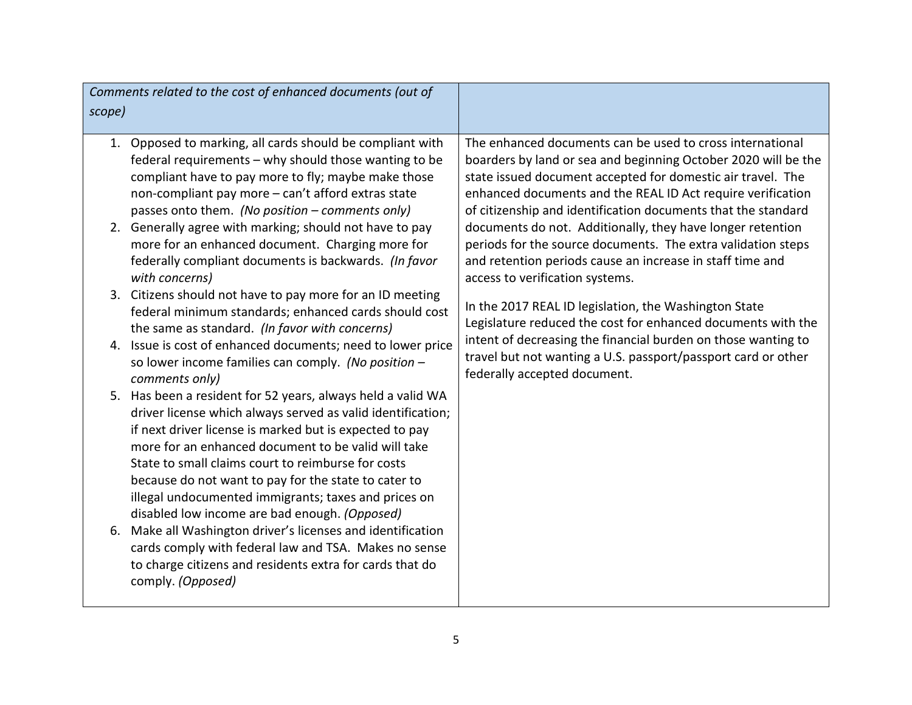| *Comments related to the cost of enhanced documents (out of scope)* | |
| --- | --- |
| 1. Opposed to marking, all cards should be compliant with federal requirements – why should those wanting to be compliant have to pay more to fly; maybe make those non-compliant pay more – can't afford extras state passes onto them. *(No position – comments only)*<br>2. Generally agree with marking; should not have to pay more for an enhanced document. Charging more for federally compliant documents is backwards. *(In favor with concerns)*<br>3. Citizens should not have to pay more for an ID meeting federal minimum standards; enhanced cards should cost the same as standard. *(In favor with concerns)*<br>4. Issue is cost of enhanced documents; need to lower price so lower income families can comply. *(No position – comments only)*<br>5. Has been a resident for 52 years, always held a valid WA driver license which always served as valid identification; if next driver license is marked but is expected to pay more for an enhanced document to be valid will take State to small claims court to reimburse for costs because do not want to pay for the state to cater to illegal undocumented immigrants; taxes and prices on disabled low income are bad enough. *(Opposed)*<br>6. Make all Washington driver's licenses and identification cards comply with federal law and TSA. Makes no sense to charge citizens and residents extra for cards that do comply. *(Opposed)* | The enhanced documents can be used to cross international boarders by land or sea and beginning October 2020 will be the state issued document accepted for domestic air travel. The enhanced documents and the REAL ID Act require verification of citizenship and identification documents that the standard documents do not. Additionally, they have longer retention periods for the source documents. The extra validation steps and retention periods cause an increase in staff time and access to verification systems.<br><br>In the 2017 REAL ID legislation, the Washington State Legislature reduced the cost for enhanced documents with the intent of decreasing the financial burden on those wanting to travel but not wanting a U.S. passport/passport card or other federally accepted document. |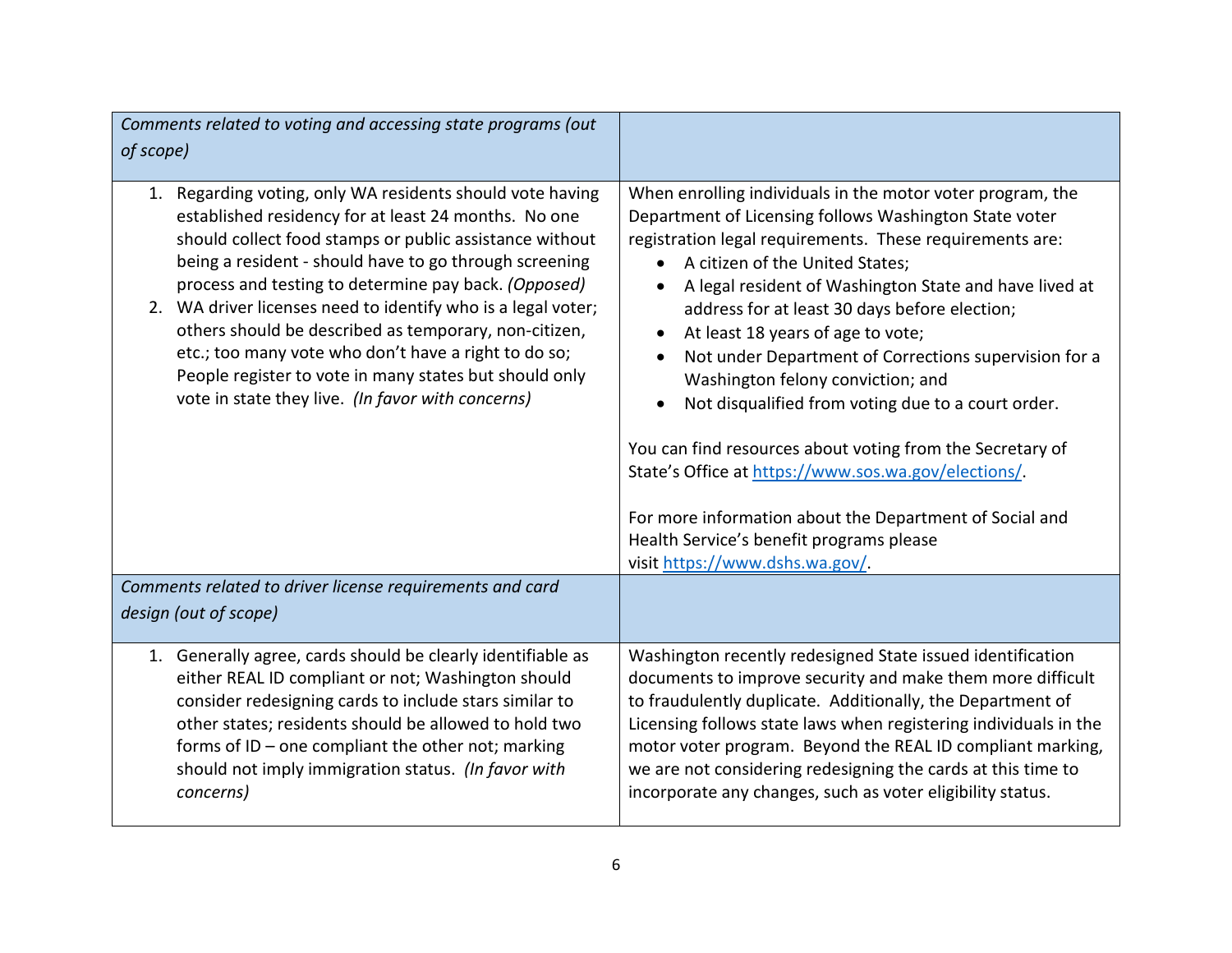| *Comments related to voting and accessing state programs (out of scope)* | |
|---|---|
| 1. Regarding voting, only WA residents should vote having established residency for at least 24 months. No one should collect food stamps or public assistance without being a resident - should have to go through screening process and testing to determine pay back. *(Opposed)*<br>2. WA driver licenses need to identify who is a legal voter; others should be described as temporary, non-citizen, etc.; too many vote who don't have a right to do so; People register to vote in many states but should only vote in state they live. *(In favor with concerns)* | When enrolling individuals in the motor voter program, the Department of Licensing follows Washington State voter registration legal requirements. These requirements are:<br>• A citizen of the United States;<br>• A legal resident of Washington State and have lived at address for at least 30 days before election;<br>• At least 18 years of age to vote;<br>• Not under Department of Corrections supervision for a Washington felony conviction; and<br>• Not disqualified from voting due to a court order.<br><br>You can find resources about voting from the Secretary of State's Office at https://www.sos.wa.gov/elections/.<br><br>For more information about the Department of Social and Health Service's benefit programs please visit https://www.dshs.wa.gov/. |
| *Comments related to driver license requirements and card design (out of scope)* | |
| 1. Generally agree, cards should be clearly identifiable as either REAL ID compliant or not; Washington should consider redesigning cards to include stars similar to other states; residents should be allowed to hold two forms of ID – one compliant the other not; marking should not imply immigration status. *(In favor with concerns)* | Washington recently redesigned State issued identification documents to improve security and make them more difficult to fraudulently duplicate. Additionally, the Department of Licensing follows state laws when registering individuals in the motor voter program. Beyond the REAL ID compliant marking, we are not considering redesigning the cards at this time to incorporate any changes, such as voter eligibility status. |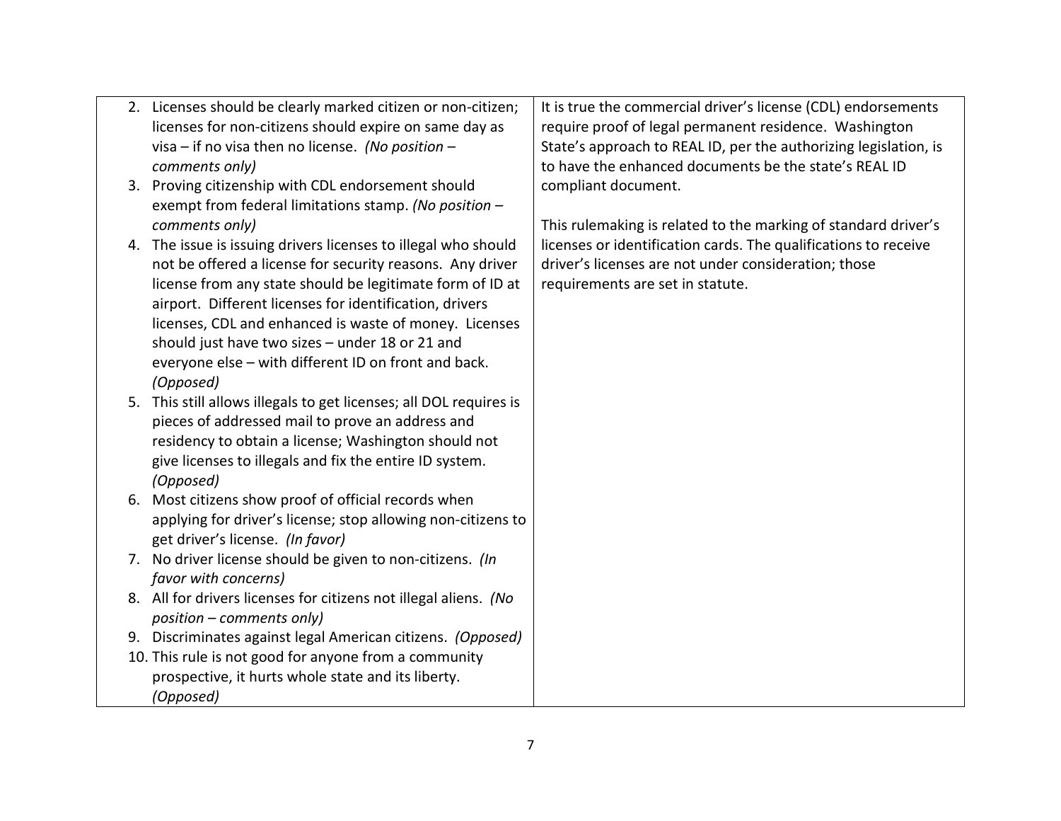| | |
|---|---|
| 2. Licenses should be clearly marked citizen or non-citizen; licenses for non-citizens should expire on same day as visa – if no visa then no license. *(No position – comments only)*<br>3. Proving citizenship with CDL endorsement should exempt from federal limitations stamp. *(No position – comments only)*<br>4. The issue is issuing drivers licenses to illegal who should not be offered a license for security reasons. Any driver license from any state should be legitimate form of ID at airport. Different licenses for identification, drivers licenses, CDL and enhanced is waste of money. Licenses should just have two sizes – under 18 or 21 and everyone else – with different ID on front and back. *(Opposed)*<br>5. This still allows illegals to get licenses; all DOL requires is pieces of addressed mail to prove an address and residency to obtain a license; Washington should not give licenses to illegals and fix the entire ID system. *(Opposed)*<br>6. Most citizens show proof of official records when applying for driver's license; stop allowing non-citizens to get driver's license. *(In favor)*<br>7. No driver license should be given to non-citizens. *(In favor with concerns)*<br>8. All for drivers licenses for citizens not illegal aliens. *(No position – comments only)*<br>9. Discriminates against legal American citizens. *(Opposed)*<br>10. This rule is not good for anyone from a community prospective, it hurts whole state and its liberty. *(Opposed)* | It is true the commercial driver's license (CDL) endorsements require proof of legal permanent residence. Washington State's approach to REAL ID, per the authorizing legislation, is to have the enhanced documents be the state's REAL ID compliant document.<br><br>This rulemaking is related to the marking of standard driver's licenses or identification cards. The qualifications to receive driver's licenses are not under consideration; those requirements are set in statute. |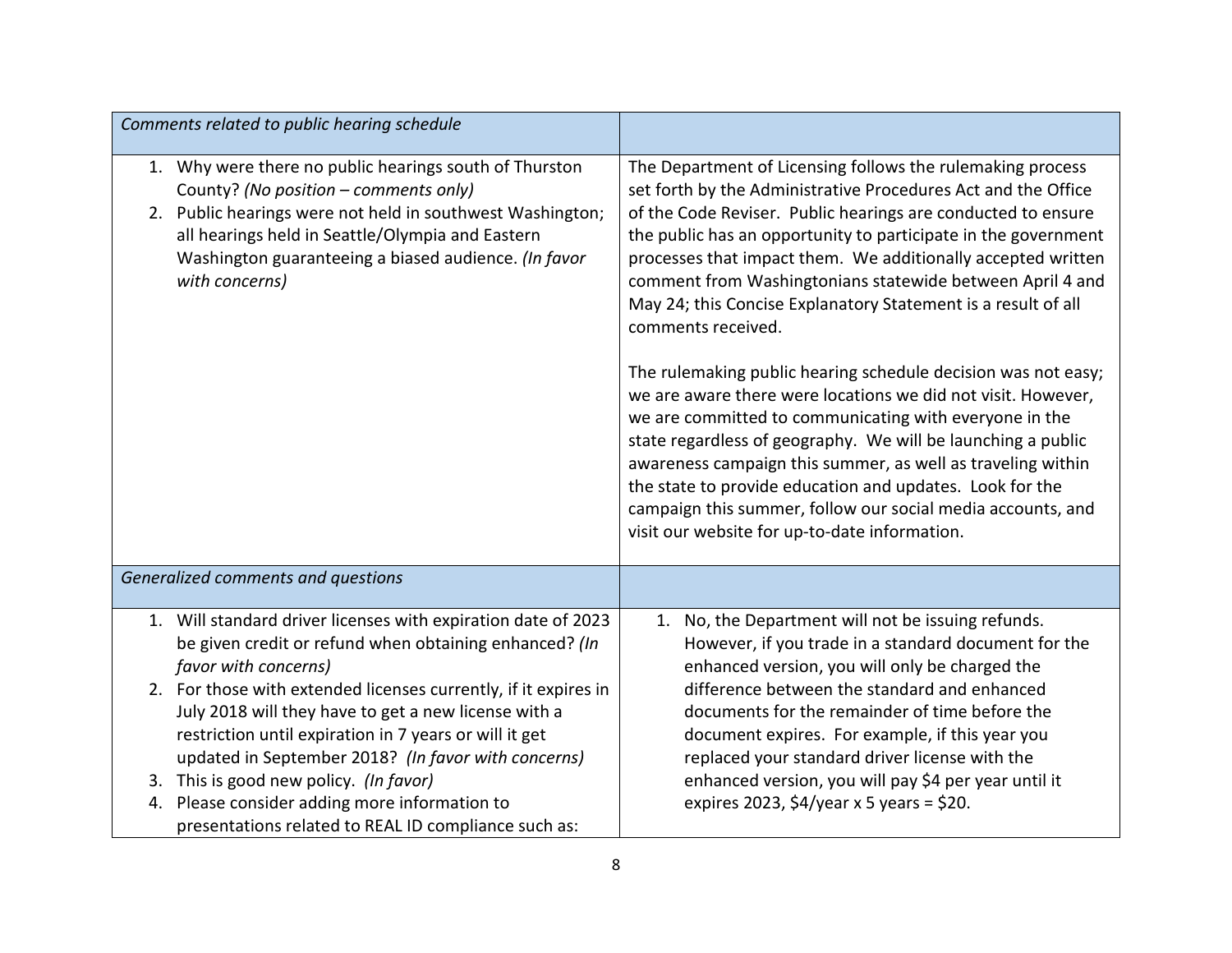| *Comments related to public hearing schedule* | |
| --- | --- |
| 1. Why were there no public hearings south of Thurston County? *(No position – comments only)*<br>2. Public hearings were not held in southwest Washington; all hearings held in Seattle/Olympia and Eastern Washington guaranteeing a biased audience. *(In favor with concerns)* | The Department of Licensing follows the rulemaking process set forth by the Administrative Procedures Act and the Office of the Code Reviser. Public hearings are conducted to ensure the public has an opportunity to participate in the government processes that impact them. We additionally accepted written comment from Washingtonians statewide between April 4 and May 24; this Concise Explanatory Statement is a result of all comments received.<br><br>The rulemaking public hearing schedule decision was not easy; we are aware there were locations we did not visit. However, we are committed to communicating with everyone in the state regardless of geography. We will be launching a public awareness campaign this summer, as well as traveling within the state to provide education and updates. Look for the campaign this summer, follow our social media accounts, and visit our website for up-to-date information. |
| *Generalized comments and questions* | |
| 1. Will standard driver licenses with expiration date of 2023 be given credit or refund when obtaining enhanced? *(In favor with concerns)*<br>2. For those with extended licenses currently, if it expires in July 2018 will they have to get a new license with a restriction until expiration in 7 years or will it get updated in September 2018? *(In favor with concerns)*<br>3. This is good new policy. *(In favor)*<br>4. Please consider adding more information to presentations related to REAL ID compliance such as: | 1. No, the Department will not be issuing refunds. However, if you trade in a standard document for the enhanced version, you will only be charged the difference between the standard and enhanced documents for the remainder of time before the document expires. For example, if this year you replaced your standard driver license with the enhanced version, you will pay \$4 per year until it expires 2023, \$4/year x 5 years = \$20. |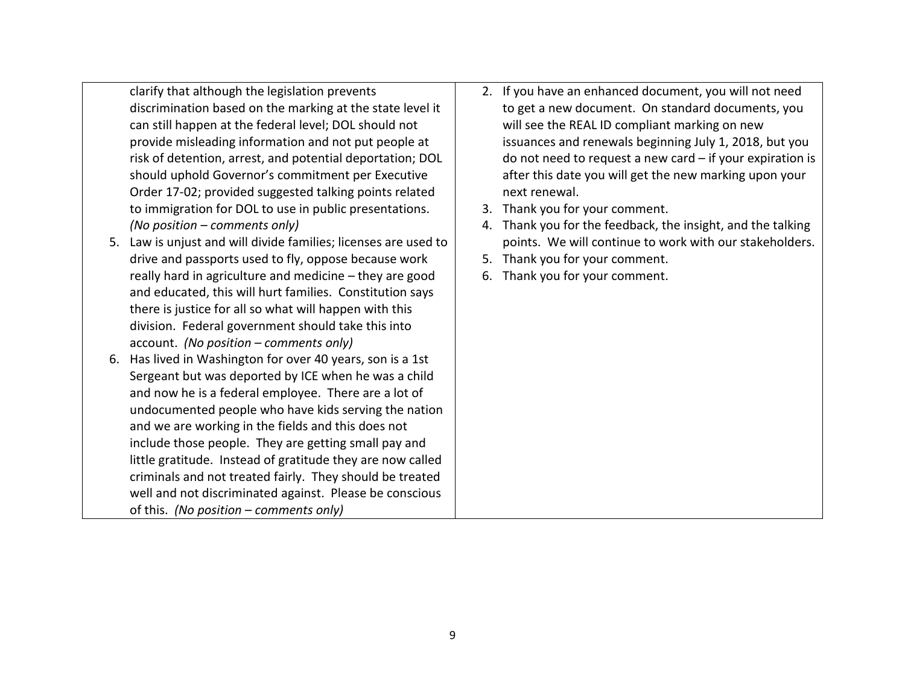| | |
|---|---|
| clarify that although the legislation prevents discrimination based on the marking at the state level it can still happen at the federal level; DOL should not provide misleading information and not put people at risk of detention, arrest, and potential deportation; DOL should uphold Governor's commitment per Executive Order 17-02; provided suggested talking points related to immigration for DOL to use in public presentations. *(No position – comments only)*<br>5. Law is unjust and will divide families; licenses are used to drive and passports used to fly, oppose because work really hard in agriculture and medicine – they are good and educated, this will hurt families. Constitution says there is justice for all so what will happen with this division. Federal government should take this into account. *(No position – comments only)*<br>6. Has lived in Washington for over 40 years, son is a 1st Sergeant but was deported by ICE when he was a child and now he is a federal employee. There are a lot of undocumented people who have kids serving the nation and we are working in the fields and this does not include those people. They are getting small pay and little gratitude. Instead of gratitude they are now called criminals and not treated fairly. They should be treated well and not discriminated against. Please be conscious of this. *(No position – comments only)* | 2. If you have an enhanced document, you will not need to get a new document. On standard documents, you will see the REAL ID compliant marking on new issuances and renewals beginning July 1, 2018, but you do not need to request a new card – if your expiration is after this date you will get the new marking upon your next renewal.<br>3. Thank you for your comment.<br>4. Thank you for the feedback, the insight, and the talking points. We will continue to work with our stakeholders.<br>5. Thank you for your comment.<br>6. Thank you for your comment. |